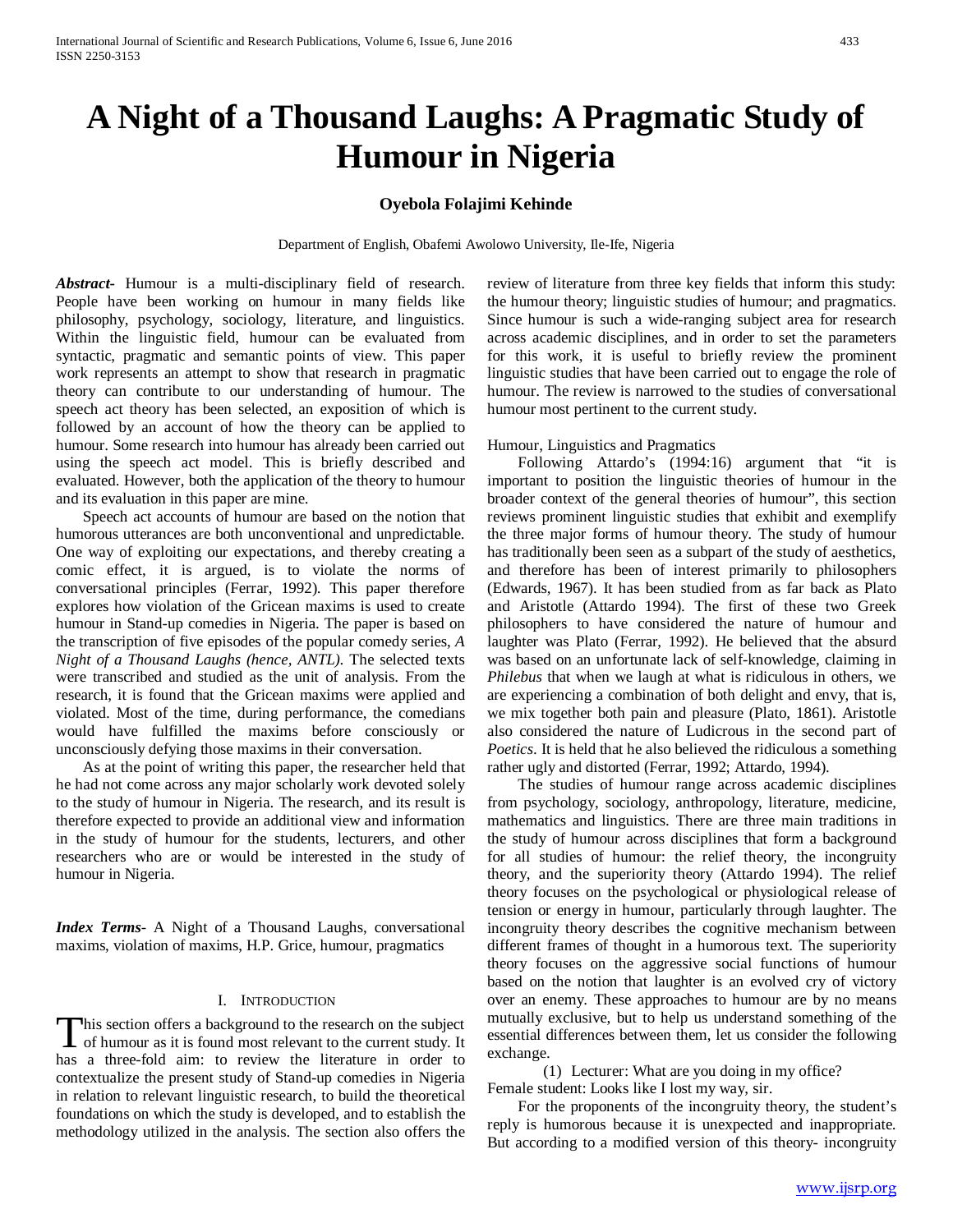# A Night of a Thousand Laughs: A Pragmatic Study of Humour in Nigeria

**Oyebola Folajimi Kehinde**

Department of English, Obafemi Awolowo University, Ile-Ife, Nigeria

***Abstract-*** Humour is a multi-disciplinary field of research. People have been working on humour in many fields like philosophy, psychology, sociology, literature, and linguistics. Within the linguistic field, humour can be evaluated from syntactic, pragmatic and semantic points of view. This paper work represents an attempt to show that research in pragmatic theory can contribute to our understanding of humour. The speech act theory has been selected, an exposition of which is followed by an account of how the theory can be applied to humour. Some research into humour has already been carried out using the speech act model. This is briefly described and evaluated. However, both the application of the theory to humour and its evaluation in this paper are mine.

Speech act accounts of humour are based on the notion that humorous utterances are both unconventional and unpredictable. One way of exploiting our expectations, and thereby creating a comic effect, it is argued, is to violate the norms of conversational principles (Ferrar, 1992). This paper therefore explores how violation of the Gricean maxims is used to create humour in Stand-up comedies in Nigeria. The paper is based on the transcription of five episodes of the popular comedy series, *A Night of a Thousand Laughs (hence, ANTL)*. The selected texts were transcribed and studied as the unit of analysis. From the research, it is found that the Gricean maxims were applied and violated. Most of the time, during performance, the comedians would have fulfilled the maxims before consciously or unconsciously defying those maxims in their conversation.

As at the point of writing this paper, the researcher held that he had not come across any major scholarly work devoted solely to the study of humour in Nigeria. The research, and its result is therefore expected to provide an additional view and information in the study of humour for the students, lecturers, and other researchers who are or would be interested in the study of humour in Nigeria.

***Index Terms*-** A Night of a Thousand Laughs, conversational maxims, violation of maxims, H.P. Grice, humour, pragmatics

## I. Introduction

This section offers a background to the research on the subject of humour as it is found most relevant to the current study. It has a three-fold aim: to review the literature in order to contextualize the present study of Stand-up comedies in Nigeria in relation to relevant linguistic research, to build the theoretical foundations on which the study is developed, and to establish the methodology utilized in the analysis. The section also offers the review of literature from three key fields that inform this study: the humour theory; linguistic studies of humour; and pragmatics. Since humour is such a wide-ranging subject area for research across academic disciplines, and in order to set the parameters for this work, it is useful to briefly review the prominent linguistic studies that have been carried out to engage the role of humour. The review is narrowed to the studies of conversational humour most pertinent to the current study.

Humour, Linguistics and Pragmatics

Following Attardo's (1994:16) argument that "it is important to position the linguistic theories of humour in the broader context of the general theories of humour", this section reviews prominent linguistic studies that exhibit and exemplify the three major forms of humour theory. The study of humour has traditionally been seen as a subpart of the study of aesthetics, and therefore has been of interest primarily to philosophers (Edwards, 1967). It has been studied from as far back as Plato and Aristotle (Attardo 1994). The first of these two Greek philosophers to have considered the nature of humour and laughter was Plato (Ferrar, 1992). He believed that the absurd was based on an unfortunate lack of self-knowledge, claiming in *Philebus* that when we laugh at what is ridiculous in others, we are experiencing a combination of both delight and envy, that is, we mix together both pain and pleasure (Plato, 1861). Aristotle also considered the nature of Ludicrous in the second part of *Poetics*. It is held that he also believed the ridiculous a something rather ugly and distorted (Ferrar, 1992; Attardo, 1994).

The studies of humour range across academic disciplines from psychology, sociology, anthropology, literature, medicine, mathematics and linguistics. There are three main traditions in the study of humour across disciplines that form a background for all studies of humour: the relief theory, the incongruity theory, and the superiority theory (Attardo 1994). The relief theory focuses on the psychological or physiological release of tension or energy in humour, particularly through laughter. The incongruity theory describes the cognitive mechanism between different frames of thought in a humorous text. The superiority theory focuses on the aggressive social functions of humour based on the notion that laughter is an evolved cry of victory over an enemy. These approaches to humour are by no means mutually exclusive, but to help us understand something of the essential differences between them, let us consider the following exchange.

(1) Lecturer: What are you doing in my office?
Female student: Looks like I lost my way, sir.

For the proponents of the incongruity theory, the student's reply is humorous because it is unexpected and inappropriate. But according to a modified version of this theory- incongruity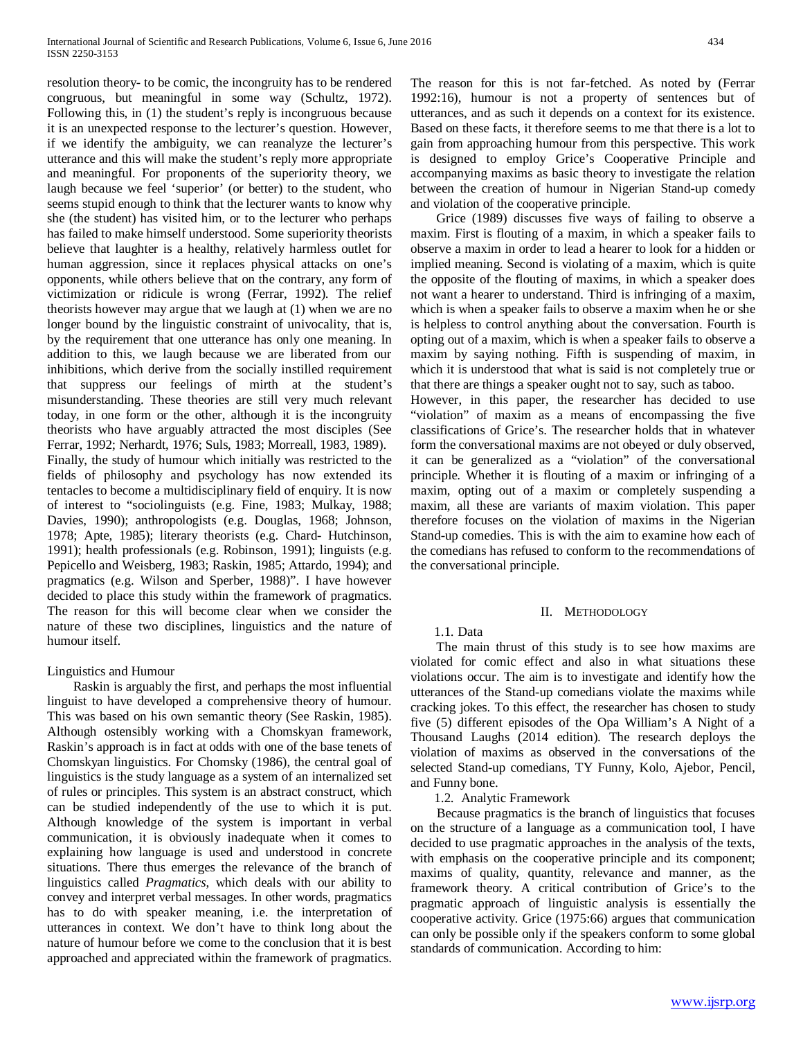resolution theory- to be comic, the incongruity has to be rendered congruous, but meaningful in some way (Schultz, 1972). Following this, in (1) the student's reply is incongruous because it is an unexpected response to the lecturer's question. However, if we identify the ambiguity, we can reanalyze the lecturer's utterance and this will make the student's reply more appropriate and meaningful. For proponents of the superiority theory, we laugh because we feel 'superior' (or better) to the student, who seems stupid enough to think that the lecturer wants to know why she (the student) has visited him, or to the lecturer who perhaps has failed to make himself understood. Some superiority theorists believe that laughter is a healthy, relatively harmless outlet for human aggression, since it replaces physical attacks on one's opponents, while others believe that on the contrary, any form of victimization or ridicule is wrong (Ferrar, 1992). The relief theorists however may argue that we laugh at (1) when we are no longer bound by the linguistic constraint of univocality, that is, by the requirement that one utterance has only one meaning. In addition to this, we laugh because we are liberated from our inhibitions, which derive from the socially instilled requirement that suppress our feelings of mirth at the student's misunderstanding. These theories are still very much relevant today, in one form or the other, although it is the incongruity theorists who have arguably attracted the most disciples (See Ferrar, 1992; Nerhardt, 1976; Suls, 1983; Morreall, 1983, 1989).

Finally, the study of humour which initially was restricted to the fields of philosophy and psychology has now extended its tentacles to become a multidisciplinary field of enquiry. It is now of interest to "sociolinguists (e.g. Fine, 1983; Mulkay, 1988; Davies, 1990); anthropologists (e.g. Douglas, 1968; Johnson, 1978; Apte, 1985); literary theorists (e.g. Chard- Hutchinson, 1991); health professionals (e.g. Robinson, 1991); linguists (e.g. Pepicello and Weisberg, 1983; Raskin, 1985; Attardo, 1994); and pragmatics (e.g. Wilson and Sperber, 1988)". I have however decided to place this study within the framework of pragmatics. The reason for this will become clear when we consider the nature of these two disciplines, linguistics and the nature of humour itself.

### Linguistics and Humour

Raskin is arguably the first, and perhaps the most influential linguist to have developed a comprehensive theory of humour. This was based on his own semantic theory (See Raskin, 1985). Although ostensibly working with a Chomskyan framework, Raskin's approach is in fact at odds with one of the base tenets of Chomskyan linguistics. For Chomsky (1986), the central goal of linguistics is the study language as a system of an internalized set of rules or principles. This system is an abstract construct, which can be studied independently of the use to which it is put. Although knowledge of the system is important in verbal communication, it is obviously inadequate when it comes to explaining how language is used and understood in concrete situations. There thus emerges the relevance of the branch of linguistics called *Pragmatics*, which deals with our ability to convey and interpret verbal messages. In other words, pragmatics has to do with speaker meaning, i.e. the interpretation of utterances in context. We don't have to think long about the nature of humour before we come to the conclusion that it is best approached and appreciated within the framework of pragmatics. The reason for this is not far-fetched. As noted by (Ferrar 1992:16), humour is not a property of sentences but of utterances, and as such it depends on a context for its existence. Based on these facts, it therefore seems to me that there is a lot to gain from approaching humour from this perspective. This work is designed to employ Grice's Cooperative Principle and accompanying maxims as basic theory to investigate the relation between the creation of humour in Nigerian Stand-up comedy and violation of the cooperative principle.

Grice (1989) discusses five ways of failing to observe a maxim. First is flouting of a maxim, in which a speaker fails to observe a maxim in order to lead a hearer to look for a hidden or implied meaning. Second is violating of a maxim, which is quite the opposite of the flouting of maxims, in which a speaker does not want a hearer to understand. Third is infringing of a maxim, which is when a speaker fails to observe a maxim when he or she is helpless to control anything about the conversation. Fourth is opting out of a maxim, which is when a speaker fails to observe a maxim by saying nothing. Fifth is suspending of maxim, in which it is understood that what is said is not completely true or that there are things a speaker ought not to say, such as taboo.

However, in this paper, the researcher has decided to use "violation" of maxim as a means of encompassing the five classifications of Grice's. The researcher holds that in whatever form the conversational maxims are not obeyed or duly observed, it can be generalized as a "violation" of the conversational principle. Whether it is flouting of a maxim or infringing of a maxim, opting out of a maxim or completely suspending a maxim, all these are variants of maxim violation. This paper therefore focuses on the violation of maxims in the Nigerian Stand-up comedies. This is with the aim to examine how each of the comedians has refused to conform to the recommendations of the conversational principle.

## II. Methodology

### 1.1. Data

The main thrust of this study is to see how maxims are violated for comic effect and also in what situations these violations occur. The aim is to investigate and identify how the utterances of the Stand-up comedians violate the maxims while cracking jokes. To this effect, the researcher has chosen to study five (5) different episodes of the Opa William's A Night of a Thousand Laughs (2014 edition). The research deploys the violation of maxims as observed in the conversations of the selected Stand-up comedians, TY Funny, Kolo, Ajebor, Pencil, and Funny bone.

### 1.2. Analytic Framework

Because pragmatics is the branch of linguistics that focuses on the structure of a language as a communication tool, I have decided to use pragmatic approaches in the analysis of the texts, with emphasis on the cooperative principle and its component; maxims of quality, quantity, relevance and manner, as the framework theory. A critical contribution of Grice's to the pragmatic approach of linguistic analysis is essentially the cooperative activity. Grice (1975:66) argues that communication can only be possible only if the speakers conform to some global standards of communication. According to him: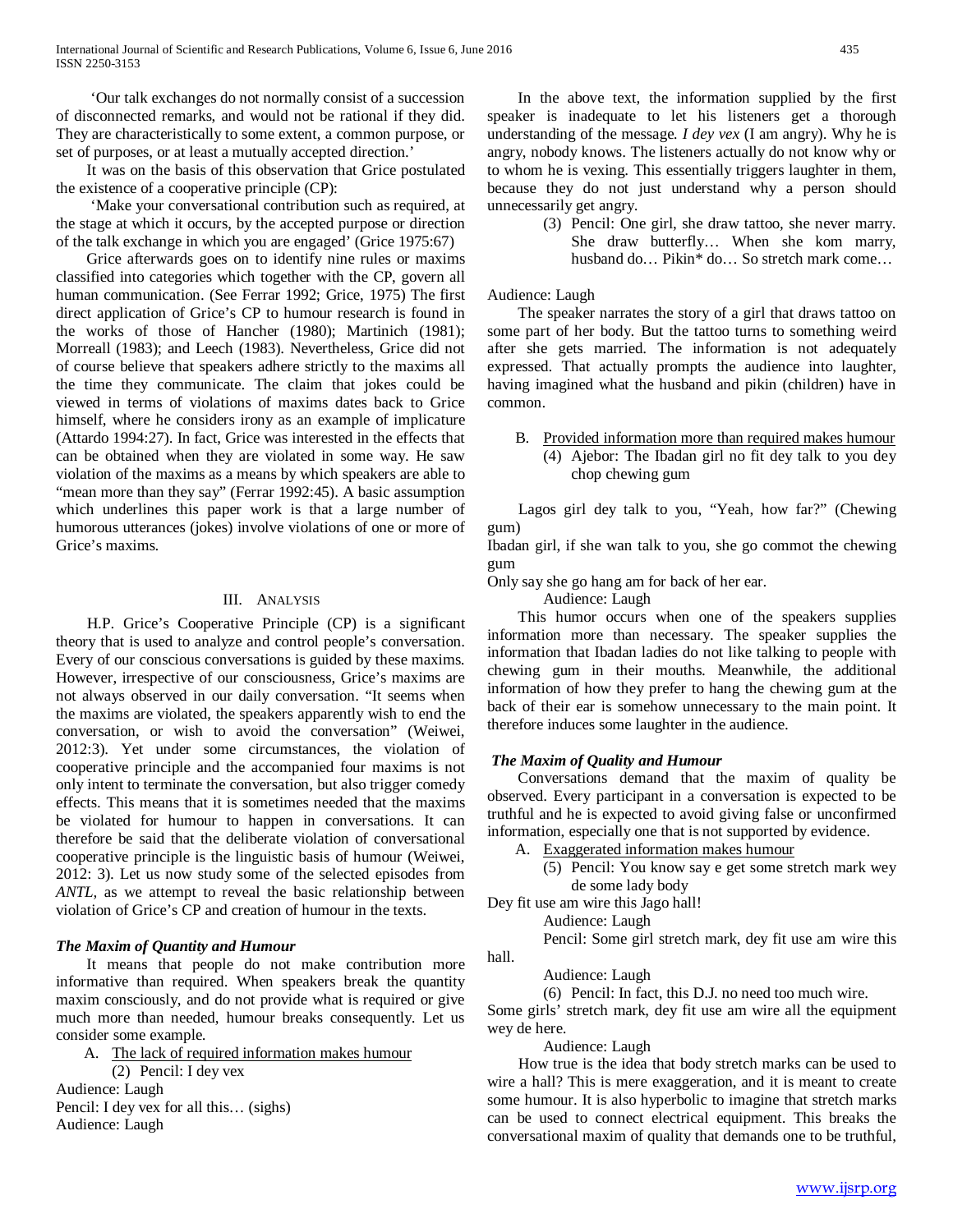'Our talk exchanges do not normally consist of a succession of disconnected remarks, and would not be rational if they did. They are characteristically to some extent, a common purpose, or set of purposes, or at least a mutually accepted direction.'

It was on the basis of this observation that Grice postulated the existence of a cooperative principle (CP):

'Make your conversational contribution such as required, at the stage at which it occurs, by the accepted purpose or direction of the talk exchange in which you are engaged' (Grice 1975:67)

Grice afterwards goes on to identify nine rules or maxims classified into categories which together with the CP, govern all human communication. (See Ferrar 1992; Grice, 1975) The first direct application of Grice's CP to humour research is found in the works of those of Hancher (1980); Martinich (1981); Morreall (1983); and Leech (1983). Nevertheless, Grice did not of course believe that speakers adhere strictly to the maxims all the time they communicate. The claim that jokes could be viewed in terms of violations of maxims dates back to Grice himself, where he considers irony as an example of implicature (Attardo 1994:27). In fact, Grice was interested in the effects that can be obtained when they are violated in some way. He saw violation of the maxims as a means by which speakers are able to "mean more than they say" (Ferrar 1992:45). A basic assumption which underlines this paper work is that a large number of humorous utterances (jokes) involve violations of one or more of Grice's maxims.

## III. Analysis

H.P. Grice's Cooperative Principle (CP) is a significant theory that is used to analyze and control people's conversation. Every of our conscious conversations is guided by these maxims. However, irrespective of our consciousness, Grice's maxims are not always observed in our daily conversation. "It seems when the maxims are violated, the speakers apparently wish to end the conversation, or wish to avoid the conversation" (Weiwei, 2012:3). Yet under some circumstances, the violation of cooperative principle and the accompanied four maxims is not only intent to terminate the conversation, but also trigger comedy effects. This means that it is sometimes needed that the maxims be violated for humour to happen in conversations. It can therefore be said that the deliberate violation of conversational cooperative principle is the linguistic basis of humour (Weiwei, 2012: 3). Let us now study some of the selected episodes from *ANTL*, as we attempt to reveal the basic relationship between violation of Grice's CP and creation of humour in the texts.

### *The Maxim of Quantity and Humour*

It means that people do not make contribution more informative than required. When speakers break the quantity maxim consciously, and do not provide what is required or give much more than needed, humour breaks consequently. Let us consider some example.

A. The lack of required information makes humour

(2) Pencil: I dey vex

Audience: Laugh

Pencil: I dey vex for all this… (sighs)

Audience: Laugh

In the above text, the information supplied by the first speaker is inadequate to let his listeners get a thorough understanding of the message. *I dey vex* (I am angry). Why he is angry, nobody knows. The listeners actually do not know why or to whom he is vexing. This essentially triggers laughter in them, because they do not just understand why a person should unnecessarily get angry.

(3) Pencil: One girl, she draw tattoo, she never marry. She draw butterfly… When she kom marry, husband do… Pikin* do… So stretch mark come…

Audience: Laugh

The speaker narrates the story of a girl that draws tattoo on some part of her body. But the tattoo turns to something weird after she gets married. The information is not adequately expressed. That actually prompts the audience into laughter, having imagined what the husband and pikin (children) have in common.

B. Provided information more than required makes humour

(4) Ajebor: The Ibadan girl no fit dey talk to you dey chop chewing gum

Lagos girl dey talk to you, "Yeah, how far?" (Chewing gum)

Ibadan girl, if she wan talk to you, she go commot the chewing gum

Only say she go hang am for back of her ear.

Audience: Laugh

This humor occurs when one of the speakers supplies information more than necessary. The speaker supplies the information that Ibadan ladies do not like talking to people with chewing gum in their mouths. Meanwhile, the additional information of how they prefer to hang the chewing gum at the back of their ear is somehow unnecessary to the main point. It therefore induces some laughter in the audience.

### *The Maxim of Quality and Humour*

Conversations demand that the maxim of quality be observed. Every participant in a conversation is expected to be truthful and he is expected to avoid giving false or unconfirmed information, especially one that is not supported by evidence.

A. Exaggerated information makes humour

(5) Pencil: You know say e get some stretch mark wey de some lady body

Dey fit use am wire this Jago hall!

Audience: Laugh

Pencil: Some girl stretch mark, dey fit use am wire this hall.

Audience: Laugh

(6) Pencil: In fact, this D.J. no need too much wire.

Some girls' stretch mark, dey fit use am wire all the equipment wey de here.

Audience: Laugh

How true is the idea that body stretch marks can be used to wire a hall? This is mere exaggeration, and it is meant to create some humour. It is also hyperbolic to imagine that stretch marks can be used to connect electrical equipment. This breaks the conversational maxim of quality that demands one to be truthful,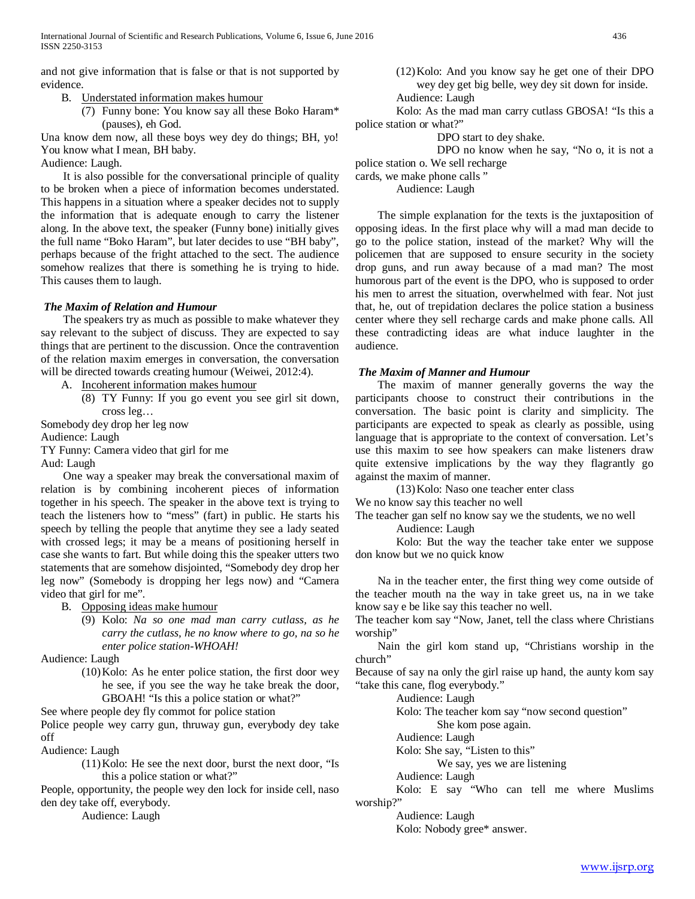and not give information that is false or that is not supported by evidence.

B. Understated information makes humour

(7) Funny bone: You know say all these Boko Haram* (pauses), eh God.

Una know dem now, all these boys wey dey do things; BH, yo! You know what I mean, BH baby.

Audience: Laugh.

It is also possible for the conversational principle of quality to be broken when a piece of information becomes understated. This happens in a situation where a speaker decides not to supply the information that is adequate enough to carry the listener along. In the above text, the speaker (Funny bone) initially gives the full name "Boko Haram", but later decides to use "BH baby", perhaps because of the fright attached to the sect. The audience somehow realizes that there is something he is trying to hide. This causes them to laugh.

### *The Maxim of Relation and Humour*

The speakers try as much as possible to make whatever they say relevant to the subject of discuss. They are expected to say things that are pertinent to the discussion. Once the contravention of the relation maxim emerges in conversation, the conversation will be directed towards creating humour (Weiwei, 2012:4).

A. Incoherent information makes humour

(8) TY Funny: If you go event you see girl sit down, cross leg…

Somebody dey drop her leg now

Audience: Laugh

TY Funny: Camera video that girl for me

Aud: Laugh

One way a speaker may break the conversational maxim of relation is by combining incoherent pieces of information together in his speech. The speaker in the above text is trying to teach the listeners how to "mess" (fart) in public. He starts his speech by telling the people that anytime they see a lady seated with crossed legs; it may be a means of positioning herself in case she wants to fart. But while doing this the speaker utters two statements that are somehow disjointed, "Somebody dey drop her leg now" (Somebody is dropping her legs now) and "Camera video that girl for me".

B. Opposing ideas make humour

(9) Kolo: *Na so one mad man carry cutlass, as he carry the cutlass, he no know where to go, na so he enter police station-WHOAH!*

Audience: Laugh

(10) Kolo: As he enter police station, the first door wey he see, if you see the way he take break the door, GBOAH! "Is this a police station or what?"

See where people dey fly commot for police station

Police people wey carry gun, thruway gun, everybody dey take off

Audience: Laugh

(11) Kolo: He see the next door, burst the next door, "Is this a police station or what?"

People, opportunity, the people wey den lock for inside cell, naso den dey take off, everybody.

Audience: Laugh

(12) Kolo: And you know say he get one of their DPO wey dey get big belle, wey dey sit down for inside.

Audience: Laugh

Kolo: As the mad man carry cutlass GBOSA! "Is this a police station or what?"

DPO start to dey shake.

DPO no know when he say, "No o, it is not a police station o. We sell recharge cards, we make phone calls "

Audience: Laugh

The simple explanation for the texts is the juxtaposition of opposing ideas. In the first place why will a mad man decide to go to the police station, instead of the market? Why will the policemen that are supposed to ensure security in the society drop guns, and run away because of a mad man? The most humorous part of the event is the DPO, who is supposed to order his men to arrest the situation, overwhelmed with fear. Not just that, he, out of trepidation declares the police station a business center where they sell recharge cards and make phone calls. All these contradicting ideas are what induce laughter in the audience.

### *The Maxim of Manner and Humour*

The maxim of manner generally governs the way the participants choose to construct their contributions in the conversation. The basic point is clarity and simplicity. The participants are expected to speak as clearly as possible, using language that is appropriate to the context of conversation. Let's use this maxim to see how speakers can make listeners draw quite extensive implications by the way they flagrantly go against the maxim of manner.

(13) Kolo: Naso one teacher enter class

We no know say this teacher no well

The teacher gan self no know say we the students, we no well

Audience: Laugh

Kolo: But the way the teacher take enter we suppose don know but we no quick know

Na in the teacher enter, the first thing wey come outside of the teacher mouth na the way in take greet us, na in we take know say e be like say this teacher no well.

The teacher kom say "Now, Janet, tell the class where Christians worship"

Nain the girl kom stand up, "Christians worship in the church"

Because of say na only the girl raise up hand, the aunty kom say "take this cane, flog everybody."

Audience: Laugh

Kolo: The teacher kom say "now second question"

She kom pose again.

Audience: Laugh

Kolo: She say, "Listen to this"

We say, yes we are listening

Audience: Laugh

Kolo: E say "Who can tell me where Muslims worship?"

Audience: Laugh

Kolo: Nobody gree* answer.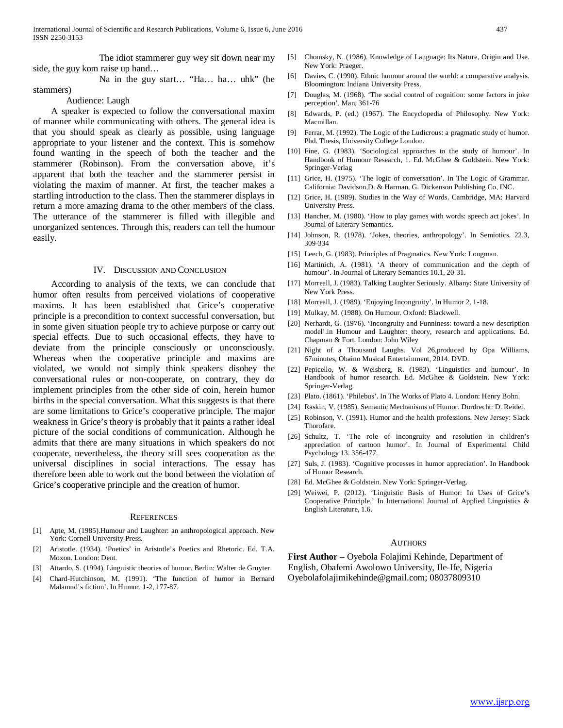The idiot stammerer guy wey sit down near my side, the guy kom raise up hand…

Na in the guy start… "Ha… ha… uhk" (he stammers)

Audience: Laugh

A speaker is expected to follow the conversational maxim of manner while communicating with others. The general idea is that you should speak as clearly as possible, using language appropriate to your listener and the context. This is somehow found wanting in the speech of both the teacher and the stammerer (Robinson). From the conversation above, it's apparent that both the teacher and the stammerer persist in violating the maxim of manner. At first, the teacher makes a startling introduction to the class. Then the stammerer displays in return a more amazing drama to the other members of the class. The utterance of the stammerer is filled with illegible and unorganized sentences. Through this, readers can tell the humour easily.

## IV. Discussion and Conclusion

According to analysis of the texts, we can conclude that humor often results from perceived violations of cooperative maxims. It has been established that Grice's cooperative principle is a precondition to context successful conversation, but in some given situation people try to achieve purpose or carry out special effects. Due to such occasional effects, they have to deviate from the principle consciously or unconsciously. Whereas when the cooperative principle and maxims are violated, we would not simply think speakers disobey the conversational rules or non-cooperate, on contrary, they do implement principles from the other side of coin, herein humor births in the special conversation. What this suggests is that there are some limitations to Grice's cooperative principle. The major weakness in Grice's theory is probably that it paints a rather ideal picture of the social conditions of communication. Although he admits that there are many situations in which speakers do not cooperate, nevertheless, the theory still sees cooperation as the universal disciplines in social interactions. The essay has therefore been able to work out the bond between the violation of Grice's cooperative principle and the creation of humor.

## References

[1] Apte, M. (1985).Humour and Laughter: an anthropological approach. New York: Cornell University Press.

[2] Aristotle. (1934). 'Poetics' in Aristotle's Poetics and Rhetoric. Ed. T.A. Moxon. London: Dent.

[3] Attardo, S. (1994). Linguistic theories of humor. Berlin: Walter de Gruyter.

[4] Chard-Hutchinson, M. (1991). 'The function of humor in Bernard Malamud's fiction'. In Humor, 1-2, 177-87.

[5] Chomsky, N. (1986). Knowledge of Language: Its Nature, Origin and Use. New York: Praeger.

[6] Davies, C. (1990). Ethnic humour around the world: a comparative analysis. Bloomington: Indiana University Press.

[7] Douglas, M. (1968). 'The social control of cognition: some factors in joke perception'. Man, 361-76

[8] Edwards, P. (ed.) (1967). The Encyclopedia of Philosophy. New York: Macmillan.

[9] Ferrar, M. (1992). The Logic of the Ludicrous: a pragmatic study of humor. Phd. Thesis, University College London.

[10] Fine, G. (1983). 'Sociological approaches to the study of humour'. In Handbook of Humour Research, 1. Ed. McGhee & Goldstein. New York: Springer-Verlag

[11] Grice, H. (1975). 'The logic of conversation'. In The Logic of Grammar. California: Davidson,D. & Harman, G. Dickenson Publishing Co, INC.

[12] Grice, H. (1989). Studies in the Way of Words. Cambridge, MA: Harvard University Press.

[13] Hancher, M. (1980). 'How to play games with words: speech act jokes'. In Journal of Literary Semantics.

[14] Johnson, R. (1978). 'Jokes, theories, anthropology'. In Semiotics. 22.3, 309-334

[15] Leech, G. (1983). Principles of Pragmatics. New York: Longman.

[16] Martinich, A. (1981). 'A theory of communication and the depth of humour'. In Journal of Literary Semantics 10.1, 20-31.

[17] Morreall, J. (1983). Talking Laughter Seriously. Albany: State University of New York Press.

[18] Morreall, J. (1989). 'Enjoying Incongruity'. In Humor 2, 1-18.

[19] Mulkay, M. (1988). On Humour. Oxford: Blackwell.

[20] Nerhardt, G. (1976). 'Incongruity and Funniness: toward a new description model'.in Humour and Laughter: theory, research and applications. Ed. Chapman & Fort. London: John Wiley

[21] Night of a Thousand Laughs. Vol 26,produced by Opa Williams, 67minutes, Obaino Musical Entertainment, 2014. DVD.

[22] Pepicello, W. & Weisberg, R. (1983). 'Linguistics and humour'. In Handbook of humor research. Ed. McGhee & Goldstein. New York: Springer-Verlag.

[23] Plato. (1861). 'Philebus'. In The Works of Plato 4. London: Henry Bohn.

[24] Raskin, V. (1985). Semantic Mechanisms of Humor. Dordrecht: D. Reidel.

[25] Robinson, V. (1991). Humor and the health professions. New Jersey: Slack Thorofare.

[26] Schultz, T. 'The role of incongruity and resolution in children's appreciation of cartoon humor'. In Journal of Experimental Child Psychology 13. 356-477.

[27] Suls, J. (1983). 'Cognitive processes in humor appreciation'. In Handbook of Humor Research.

[28] Ed. McGhee & Goldstein. New York: Springer-Verlag.

[29] Weiwei, P. (2012). 'Linguistic Basis of Humor: In Uses of Grice's Cooperative Principle.' In International Journal of Applied Linguistics & English Literature, 1.6.

## Authors

**First Author** – Oyebola Folajimi Kehinde, Department of English, Obafemi Awolowo University, Ile-Ife, Nigeria Oyebolafolajimikehinde@gmail.com; 08037809310